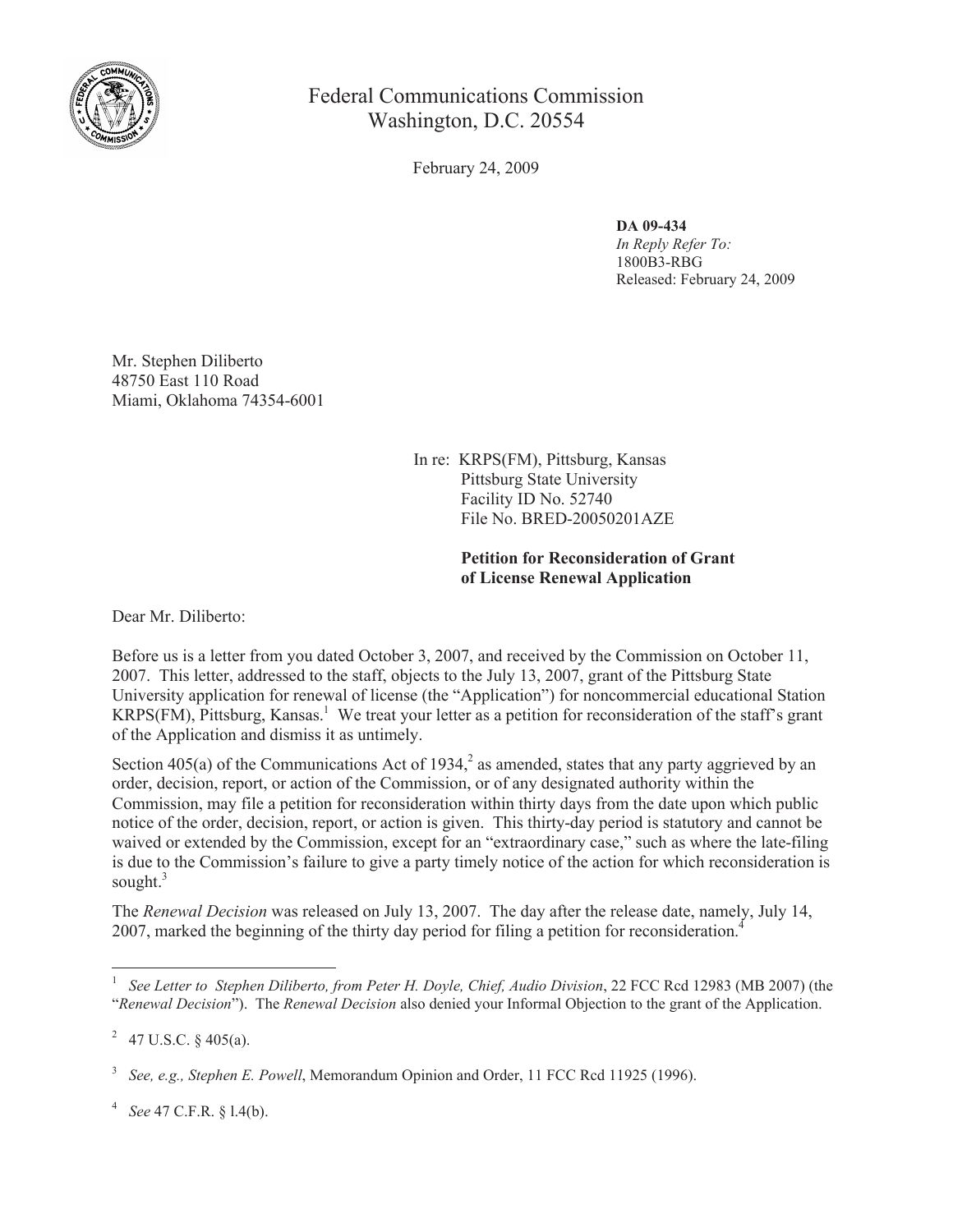Federal Communications Commission
Washington, D.C. 20554

February 24, 2009

**DA 09-434**
*In Reply Refer To:*
1800B3-RBG
Released: February 24, 2009

Mr. Stephen Diliberto
48750 East 110 Road
Miami, Oklahoma 74354-6001

In re: KRPS(FM), Pittsburg, Kansas
Pittsburg State University
Facility ID No. 52740
File No. BRED-20050201AZE

**Petition for Reconsideration of Grant of License Renewal Application**

Dear Mr. Diliberto:

Before us is a letter from you dated October 3, 2007, and received by the Commission on October 11, 2007. This letter, addressed to the staff, objects to the July 13, 2007, grant of the Pittsburg State University application for renewal of license (the "Application") for noncommercial educational Station KRPS(FM), Pittsburg, Kansas.[1] We treat your letter as a petition for reconsideration of the staff's grant of the Application and dismiss it as untimely.

Section 405(a) of the Communications Act of 1934,[2] as amended, states that any party aggrieved by an order, decision, report, or action of the Commission, or of any designated authority within the Commission, may file a petition for reconsideration within thirty days from the date upon which public notice of the order, decision, report, or action is given. This thirty-day period is statutory and cannot be waived or extended by the Commission, except for an "extraordinary case," such as where the late-filing is due to the Commission's failure to give a party timely notice of the action for which reconsideration is sought.[3]

The *Renewal Decision* was released on July 13, 2007. The day after the release date, namely, July 14, 2007, marked the beginning of the thirty day period for filing a petition for reconsideration.[4]

---

[1] *See Letter to Stephen Diliberto, from Peter H. Doyle, Chief, Audio Division*, 22 FCC Rcd 12983 (MB 2007) (the "*Renewal Decision*"). The *Renewal Decision* also denied your Informal Objection to the grant of the Application.

[2] 47 U.S.C. § 405(a).

[3] *See, e.g., Stephen E. Powell*, Memorandum Opinion and Order, 11 FCC Rcd 11925 (1996).

[4] *See* 47 C.F.R. § 1.4(b).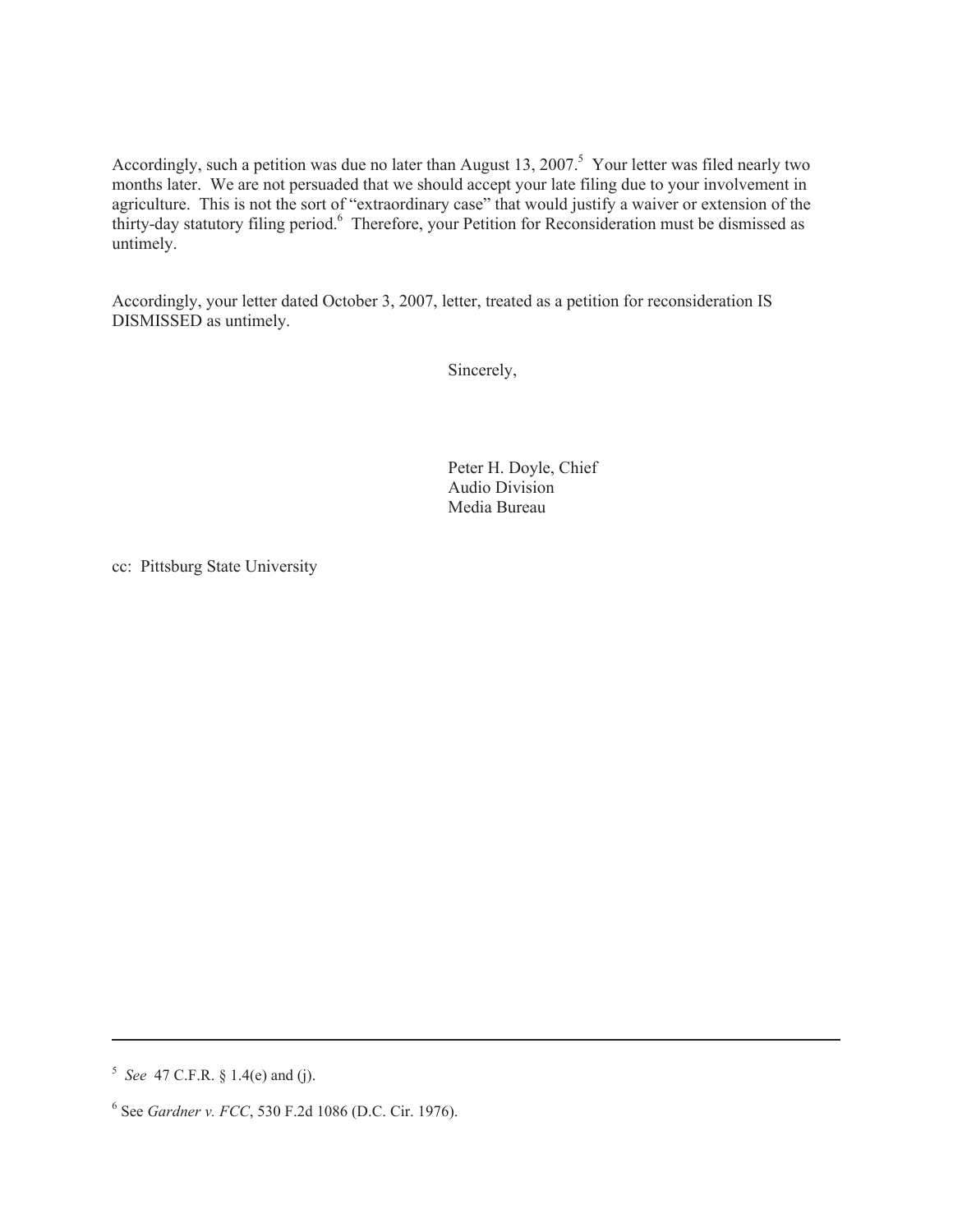Accordingly, such a petition was due no later than August 13, 2007.[5] Your letter was filed nearly two months later. We are not persuaded that we should accept your late filing due to your involvement in agriculture. This is not the sort of "extraordinary case" that would justify a waiver or extension of the thirty-day statutory filing period.[6] Therefore, your Petition for Reconsideration must be dismissed as untimely.

Accordingly, your letter dated October 3, 2007, letter, treated as a petition for reconsideration IS DISMISSED as untimely.

Sincerely,

Peter H. Doyle, Chief  
Audio Division  
Media Bureau

cc: Pittsburg State University

---

[5] *See* 47 C.F.R. § 1.4(e) and (j).

[6] See *Gardner v. FCC*, 530 F.2d 1086 (D.C. Cir. 1976).